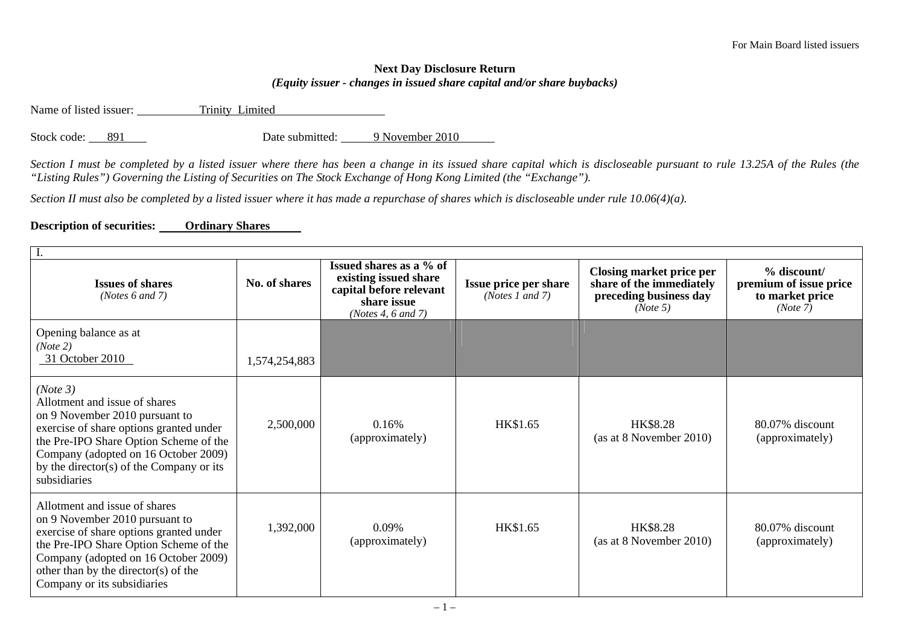For Main Board listed issuers

**Next Day Disclosure Return**
***(Equity issuer - changes in issued share capital and/or share buybacks)***

Name of listed issuer: Trinity Limited

Stock code: 891 Date submitted: 9 November 2010

*Section I must be completed by a listed issuer where there has been a change in its issued share capital which is discloseable pursuant to rule 13.25A of the Rules (the "Listing Rules") Governing the Listing of Securities on The Stock Exchange of Hong Kong Limited (the "Exchange").*

*Section II must also be completed by a listed issuer where it has made a repurchase of shares which is discloseable under rule 10.06(4)(a).*

**Description of securities: Ordinary Shares**

| I. | | | | | |
|---|---|---|---|---|---|
| **Issues of shares** *(Notes 6 and 7)* | **No. of shares** | **Issued shares as a % of existing issued share capital before relevant share issue** *(Notes 4, 6 and 7)* | **Issue price per share** *(Notes 1 and 7)* | **Closing market price per share of the immediately preceding business day** *(Note 5)* | **% discount/ premium of issue price to market price** *(Note 7)* |
| Opening balance as at *(Note 2)* 31 October 2010 | 1,574,254,883 | | | | |
| *(Note 3)* Allotment and issue of shares on 9 November 2010 pursuant to exercise of share options granted under the Pre-IPO Share Option Scheme of the Company (adopted on 16 October 2009) by the director(s) of the Company or its subsidiaries | 2,500,000 | 0.16% (approximately) | HK$1.65 | HK$8.28 (as at 8 November 2010) | 80.07% discount (approximately) |
| Allotment and issue of shares on 9 November 2010 pursuant to exercise of share options granted under the Pre-IPO Share Option Scheme of the Company (adopted on 16 October 2009) other than by the director(s) of the Company or its subsidiaries | 1,392,000 | 0.09% (approximately) | HK$1.65 | HK$8.28 (as at 8 November 2010) | 80.07% discount (approximately) |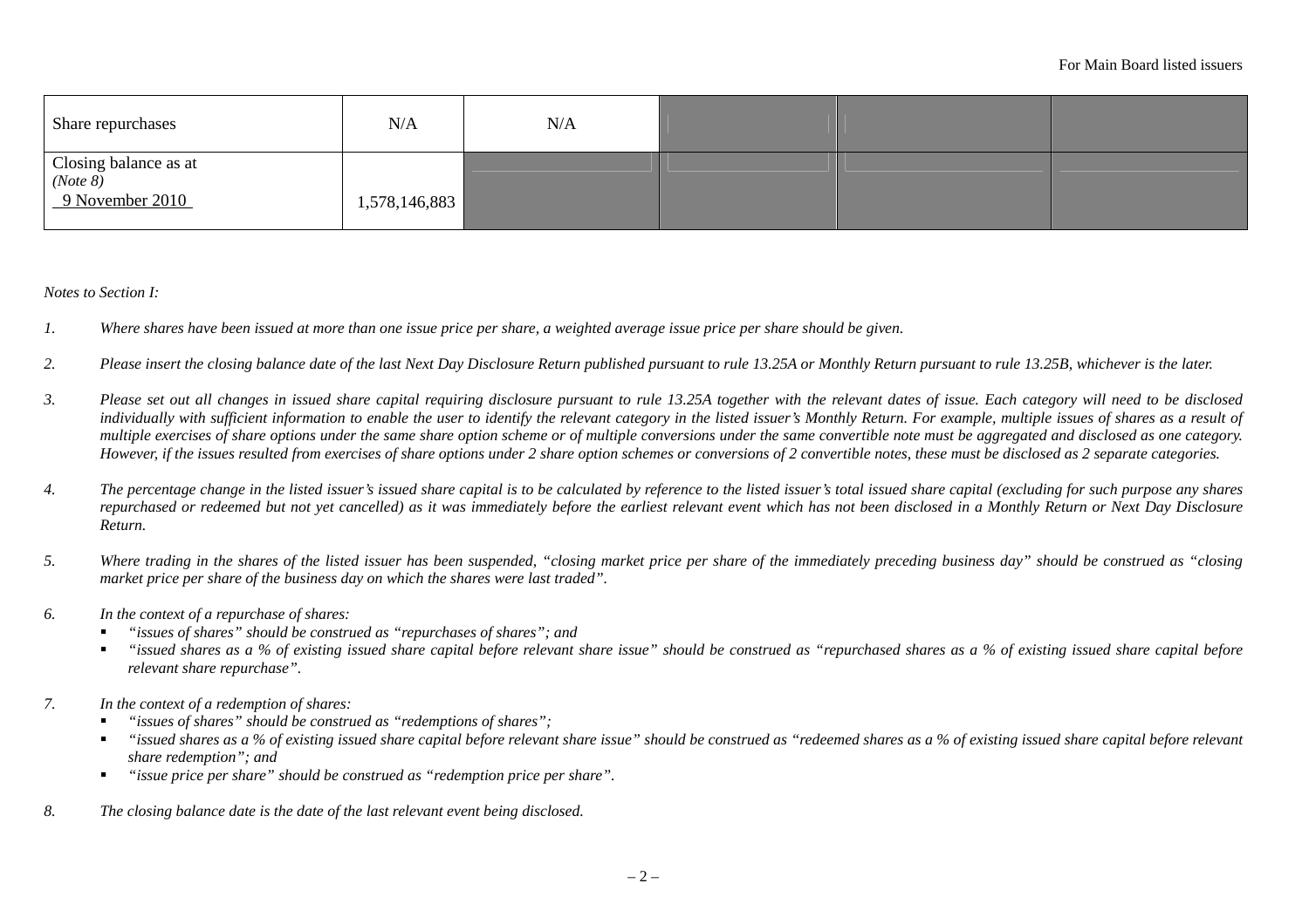| | | | | | |
|---|---|---|---|---|---|
| Share repurchases | N/A | N/A | | | |
| Closing balance as at *(Note 8)* 9 November 2010 | 1,578,146,883 | | | | |

*Notes to Section I:*

1. *Where shares have been issued at more than one issue price per share, a weighted average issue price per share should be given.*

2. *Please insert the closing balance date of the last Next Day Disclosure Return published pursuant to rule 13.25A or Monthly Return pursuant to rule 13.25B, whichever is the later.*

3. *Please set out all changes in issued share capital requiring disclosure pursuant to rule 13.25A together with the relevant dates of issue. Each category will need to be disclosed individually with sufficient information to enable the user to identify the relevant category in the listed issuer's Monthly Return. For example, multiple issues of shares as a result of multiple exercises of share options under the same share option scheme or of multiple conversions under the same convertible note must be aggregated and disclosed as one category. However, if the issues resulted from exercises of share options under 2 share option schemes or conversions of 2 convertible notes, these must be disclosed as 2 separate categories.*

4. *The percentage change in the listed issuer's issued share capital is to be calculated by reference to the listed issuer's total issued share capital (excluding for such purpose any shares repurchased or redeemed but not yet cancelled) as it was immediately before the earliest relevant event which has not been disclosed in a Monthly Return or Next Day Disclosure Return.*

5. *Where trading in the shares of the listed issuer has been suspended, "closing market price per share of the immediately preceding business day" should be construed as "closing market price per share of the business day on which the shares were last traded".*

6. *In the context of a repurchase of shares:*
   - *"issues of shares" should be construed as "repurchases of shares"; and*
   - *"issued shares as a % of existing issued share capital before relevant share issue" should be construed as "repurchased shares as a % of existing issued share capital before relevant share repurchase".*

7. *In the context of a redemption of shares:*
   - *"issues of shares" should be construed as "redemptions of shares";*
   - *"issued shares as a % of existing issued share capital before relevant share issue" should be construed as "redeemed shares as a % of existing issued share capital before relevant share redemption"; and*
   - *"issue price per share" should be construed as "redemption price per share".*

8. *The closing balance date is the date of the last relevant event being disclosed.*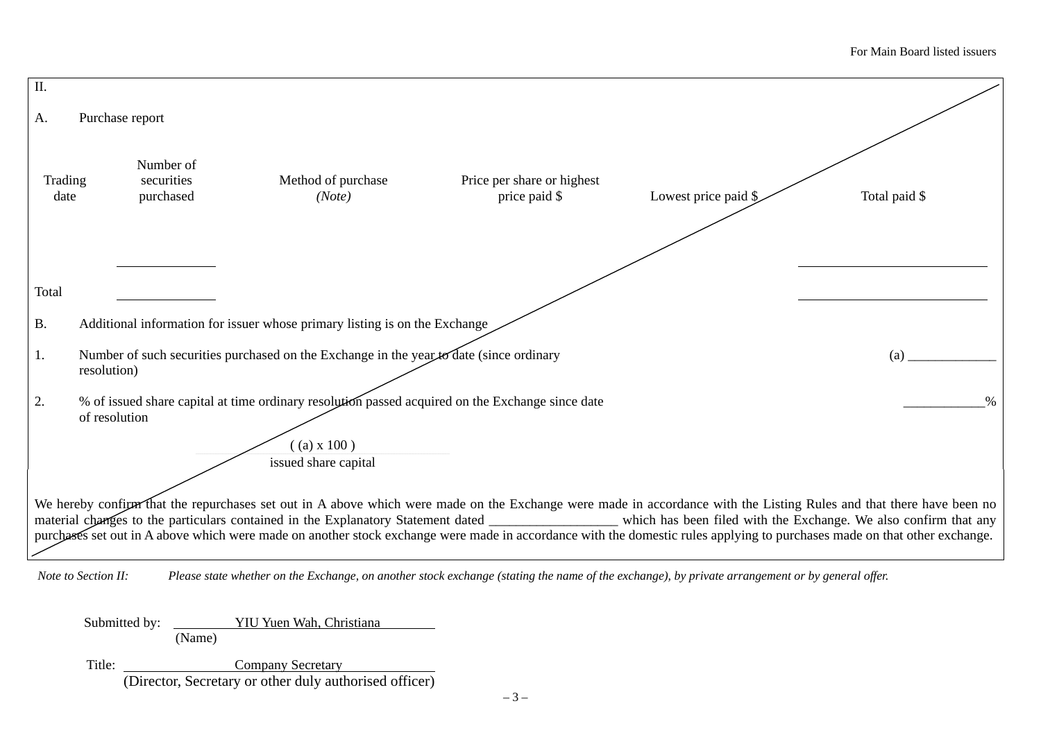For Main Board listed issuers

II.

A. Purchase report

| Trading date | Number of securities purchased | Method of purchase *(Note)* | Price per share or highest price paid $ | Lowest price paid $ | Total paid $ |
|---|---|---|---|---|---|
| | | | | | |
| Total | | | | | |

B. Additional information for issuer whose primary listing is on the Exchange

1. Number of such securities purchased on the Exchange in the year to date (since ordinary resolution) (a) _____________

2. % of issued share capital at time ordinary resolution passed acquired on the Exchange since date of resolution ___________%

$$\frac{(\text{(a)} \times 100)}{\text{issued share capital}}$$

We hereby confirm that the repurchases set out in A above which were made on the Exchange were made in accordance with the Listing Rules and that there have been no material changes to the particulars contained in the Explanatory Statement dated ___________________ which has been filed with the Exchange. We also confirm that any purchases set out in A above which were made on another stock exchange were made in accordance with the domestic rules applying to purchases made on that other exchange.

*Note to Section II: Please state whether on the Exchange, on another stock exchange (stating the name of the exchange), by private arrangement or by general offer.*

Submitted by: YIU Yuen Wah, Christiana
(Name)

Title: Company Secretary
(Director, Secretary or other duly authorised officer)